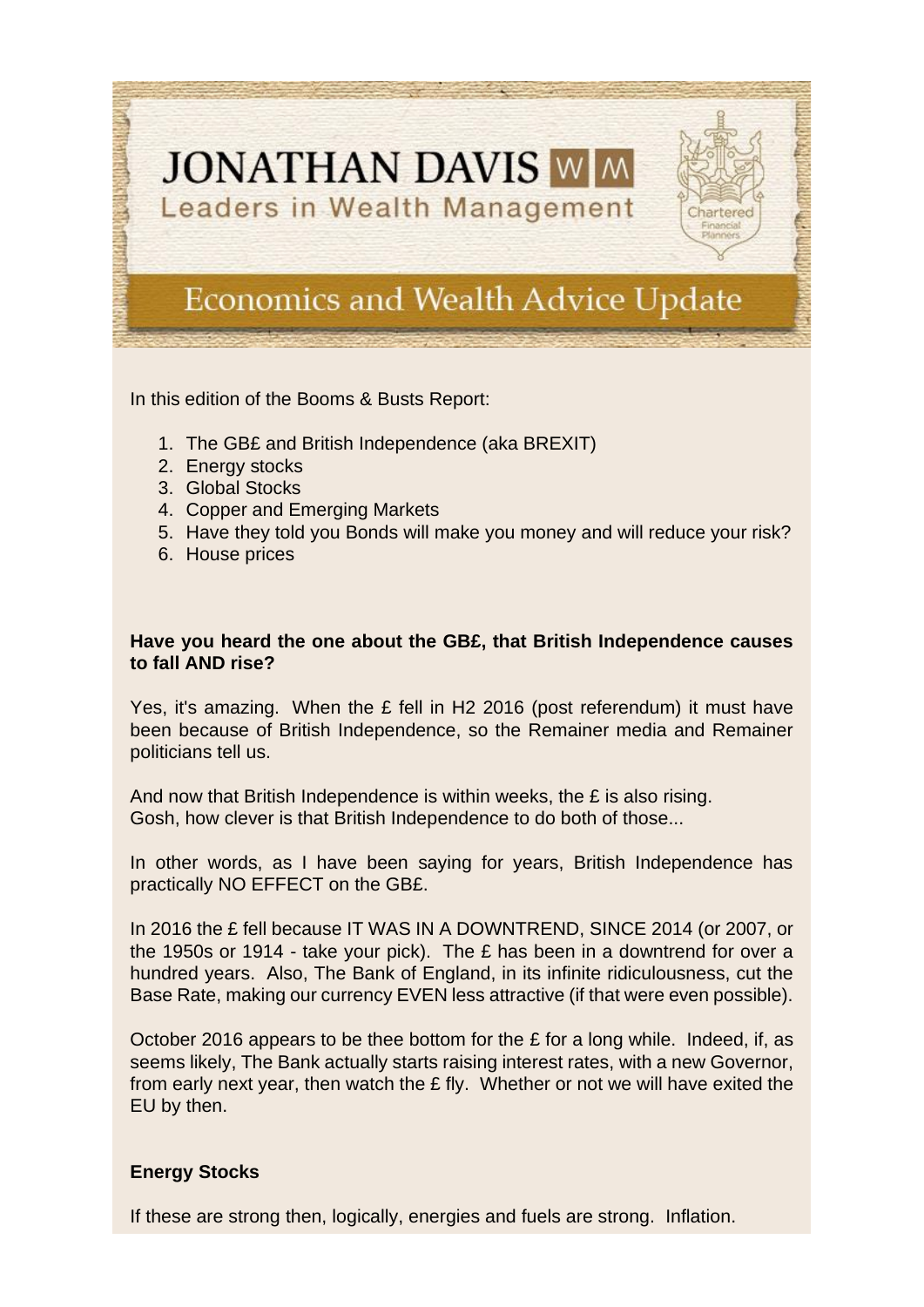# JONATHAN DAVIS WM

Leaders in Wealth Management

Chartered Financial Planners

## Economics and Wealth Advice Update

In this edition of the Booms & Busts Report:

1. The GB£ and British Independence (aka BREXIT)
2. Energy stocks
3. Global Stocks
4. Copper and Emerging Markets
5. Have they told you Bonds will make you money and will reduce your risk?
6. House prices

**Have you heard the one about the GB£, that British Independence causes to fall AND rise?**

Yes, it's amazing. When the £ fell in H2 2016 (post referendum) it must have been because of British Independence, so the Remainer media and Remainer politicians tell us.

And now that British Independence is within weeks, the £ is also rising.
Gosh, how clever is that British Independence to do both of those...

In other words, as I have been saying for years, British Independence has practically NO EFFECT on the GB£.

In 2016 the £ fell because IT WAS IN A DOWNTREND, SINCE 2014 (or 2007, or the 1950s or 1914 - take your pick). The £ has been in a downtrend for over a hundred years. Also, The Bank of England, in its infinite ridiculousness, cut the Base Rate, making our currency EVEN less attractive (if that were even possible).

October 2016 appears to be thee bottom for the £ for a long while. Indeed, if, as seems likely, The Bank actually starts raising interest rates, with a new Governor, from early next year, then watch the £ fly. Whether or not we will have exited the EU by then.

**Energy Stocks**

If these are strong then, logically, energies and fuels are strong. Inflation.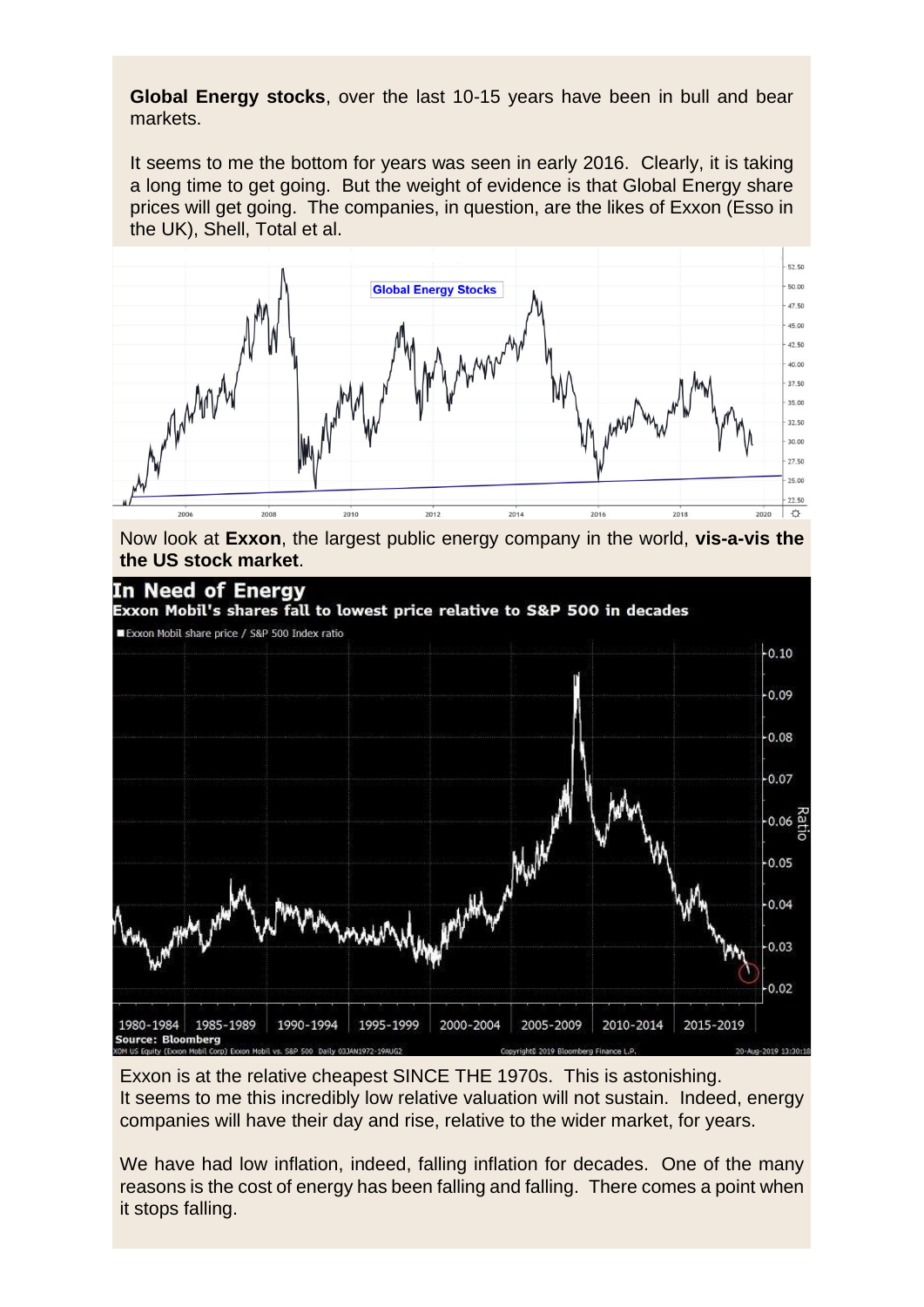**Global Energy stocks**, over the last 10-15 years have been in bull and bear markets.

It seems to me the bottom for years was seen in early 2016. Clearly, it is taking a long time to get going. But the weight of evidence is that Global Energy share prices will get going. The companies, in question, are the likes of Exxon (Esso in the UK), Shell, Total et al.

Global Energy Stocks

52.50
50.00
47.50
45.00
42.50
40.00
37.50
35.00
32.50
30.00
27.50
25.00
22.50

2006
2008
2010
2012
2014
2016
2018
2020

Now look at **Exxon**, the largest public energy company in the world, **vis-a-vis the the US stock market**.

**In Need of Energy**

**Exxon Mobil's shares fall to lowest price relative to S&P 500 in decades**

Exxon Mobil share price / S&P 500 Index ratio

0.10
0.09
0.08
0.07
0.06
0.05
0.04
0.03
0.02

Ratio

1980-1984
1985-1989
1990-1994
1995-1999
2000-2004
2005-2009
2010-2014
2015-2019

Source: Bloomberg

XOM US Equity (Exxon Mobil Corp) Exxon Mobil vs. S&P 500 Daily 03JAN1972-19AUG2

Copyright© 2019 Bloomberg Finance L.P.

20-Aug-2019 13:30:18

Exxon is at the relative cheapest SINCE THE 1970s. This is astonishing. It seems to me this incredibly low relative valuation will not sustain. Indeed, energy companies will have their day and rise, relative to the wider market, for years.

We have had low inflation, indeed, falling inflation for decades. One of the many reasons is the cost of energy has been falling and falling. There comes a point when it stops falling.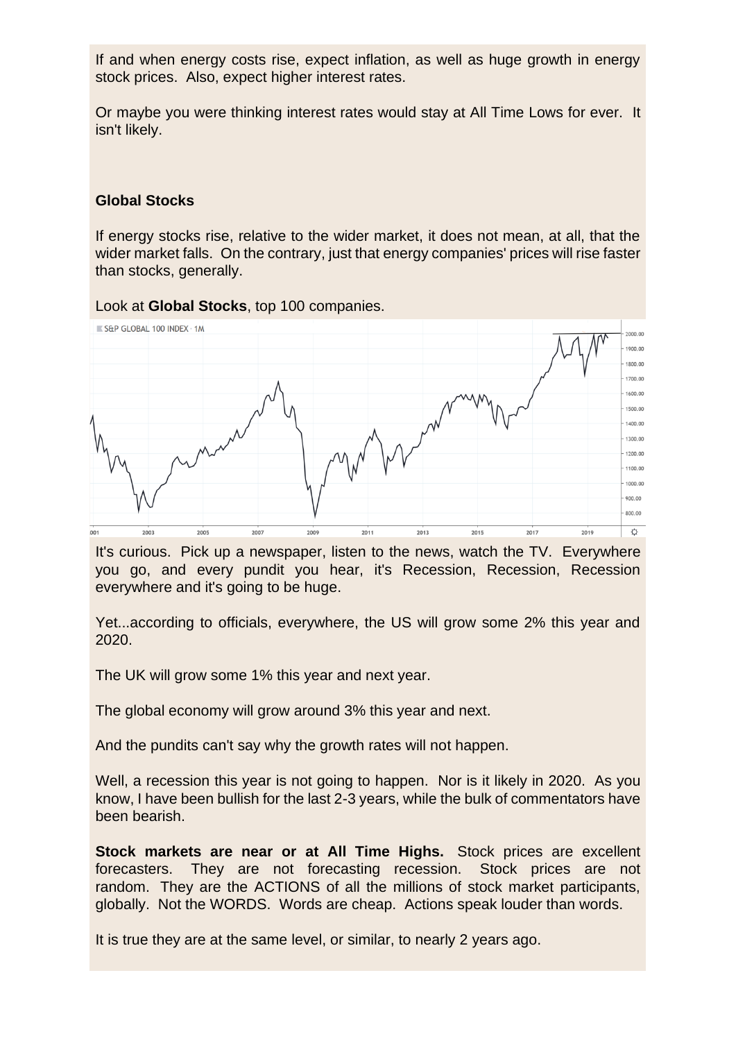If and when energy costs rise, expect inflation, as well as huge growth in energy stock prices. Also, expect higher interest rates.

Or maybe you were thinking interest rates would stay at All Time Lows for ever. It isn't likely.

**Global Stocks**

If energy stocks rise, relative to the wider market, it does not mean, at all, that the wider market falls. On the contrary, just that energy companies' prices will rise faster than stocks, generally.

Look at **Global Stocks**, top 100 companies.

S&P GLOBAL 100 INDEX · 1M

2000.00
1900.00
1800.00
1700.00
1600.00
1500.00
1400.00
1300.00
1200.00
1100.00
1000.00
900.00
800.00

001
2003
2005
2007
2009
2011
2013
2015
2017
2019

It's curious. Pick up a newspaper, listen to the news, watch the TV. Everywhere you go, and every pundit you hear, it's Recession, Recession, Recession everywhere and it's going to be huge.

Yet...according to officials, everywhere, the US will grow some 2% this year and 2020.

The UK will grow some 1% this year and next year.

The global economy will grow around 3% this year and next.

And the pundits can't say why the growth rates will not happen.

Well, a recession this year is not going to happen. Nor is it likely in 2020. As you know, I have been bullish for the last 2-3 years, while the bulk of commentators have been bearish.

**Stock markets are near or at All Time Highs.** Stock prices are excellent forecasters. They are not forecasting recession. Stock prices are not random. They are the ACTIONS of all the millions of stock market participants, globally. Not the WORDS. Words are cheap. Actions speak louder than words.

It is true they are at the same level, or similar, to nearly 2 years ago.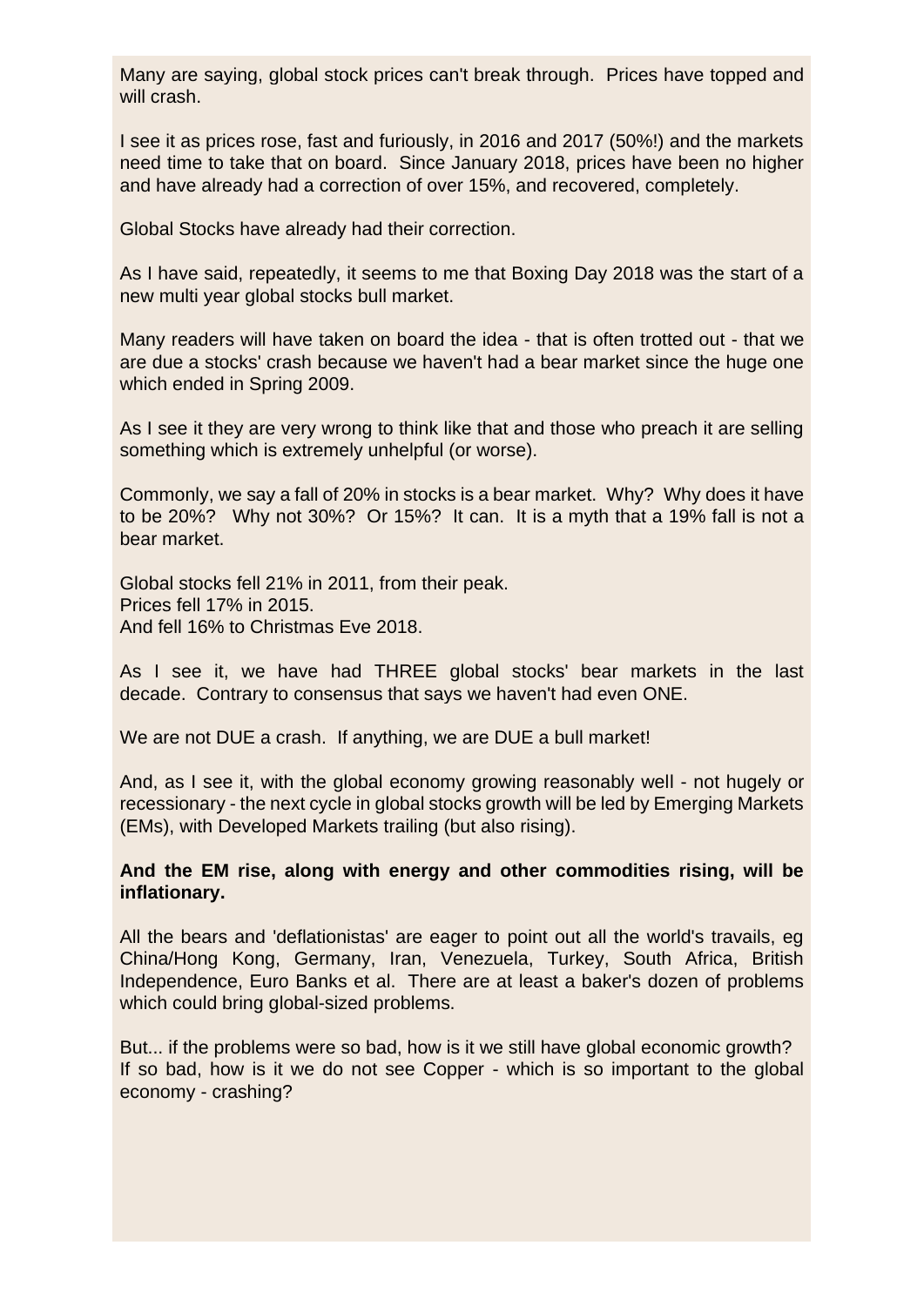Many are saying, global stock prices can't break through. Prices have topped and will crash.

I see it as prices rose, fast and furiously, in 2016 and 2017 (50%!) and the markets need time to take that on board. Since January 2018, prices have been no higher and have already had a correction of over 15%, and recovered, completely.

Global Stocks have already had their correction.

As I have said, repeatedly, it seems to me that Boxing Day 2018 was the start of a new multi year global stocks bull market.

Many readers will have taken on board the idea - that is often trotted out - that we are due a stocks' crash because we haven't had a bear market since the huge one which ended in Spring 2009.

As I see it they are very wrong to think like that and those who preach it are selling something which is extremely unhelpful (or worse).

Commonly, we say a fall of 20% in stocks is a bear market. Why? Why does it have to be 20%? Why not 30%? Or 15%? It can. It is a myth that a 19% fall is not a bear market.

Global stocks fell 21% in 2011, from their peak.
Prices fell 17% in 2015.
And fell 16% to Christmas Eve 2018.

As I see it, we have had THREE global stocks' bear markets in the last decade. Contrary to consensus that says we haven't had even ONE.

We are not DUE a crash. If anything, we are DUE a bull market!

And, as I see it, with the global economy growing reasonably well - not hugely or recessionary - the next cycle in global stocks growth will be led by Emerging Markets (EMs), with Developed Markets trailing (but also rising).

**And the EM rise, along with energy and other commodities rising, will be inflationary.**

All the bears and 'deflationistas' are eager to point out all the world's travails, eg China/Hong Kong, Germany, Iran, Venezuela, Turkey, South Africa, British Independence, Euro Banks et al. There are at least a baker's dozen of problems which could bring global-sized problems.

But... if the problems were so bad, how is it we still have global economic growth?
If so bad, how is it we do not see Copper - which is so important to the global economy - crashing?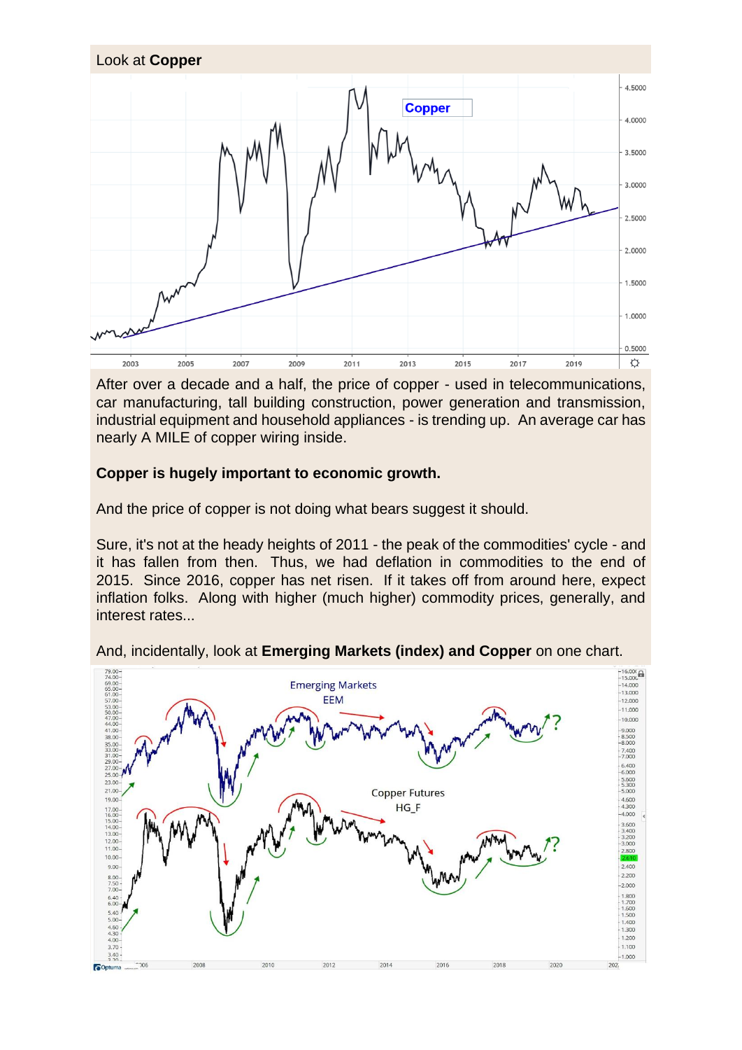Look at **Copper**

Copper

4.5000
4.0000
3.5000
3.0000
2.5000
2.0000
1.5000
1.0000
0.5000

2003 2005 2007 2009 2011 2013 2015 2017 2019

After over a decade and a half, the price of copper - used in telecommunications, car manufacturing, tall building construction, power generation and transmission, industrial equipment and household appliances - is trending up. An average car has nearly A MILE of copper wiring inside.

**Copper is hugely important to economic growth.**

And the price of copper is not doing what bears suggest it should.

Sure, it's not at the heady heights of 2011 - the peak of the commodities' cycle - and it has fallen from then. Thus, we had deflation in commodities to the end of 2015. Since 2016, copper has net risen. If it takes off from around here, expect inflation folks. Along with higher (much higher) commodity prices, generally, and interest rates...

And, incidentally, look at **Emerging Markets (index) and Copper** on one chart.

Emerging Markets
EEM

Copper Futures
HG_F

?
?

2.610

2006 2008 2010 2012 2014 2016 2018 2020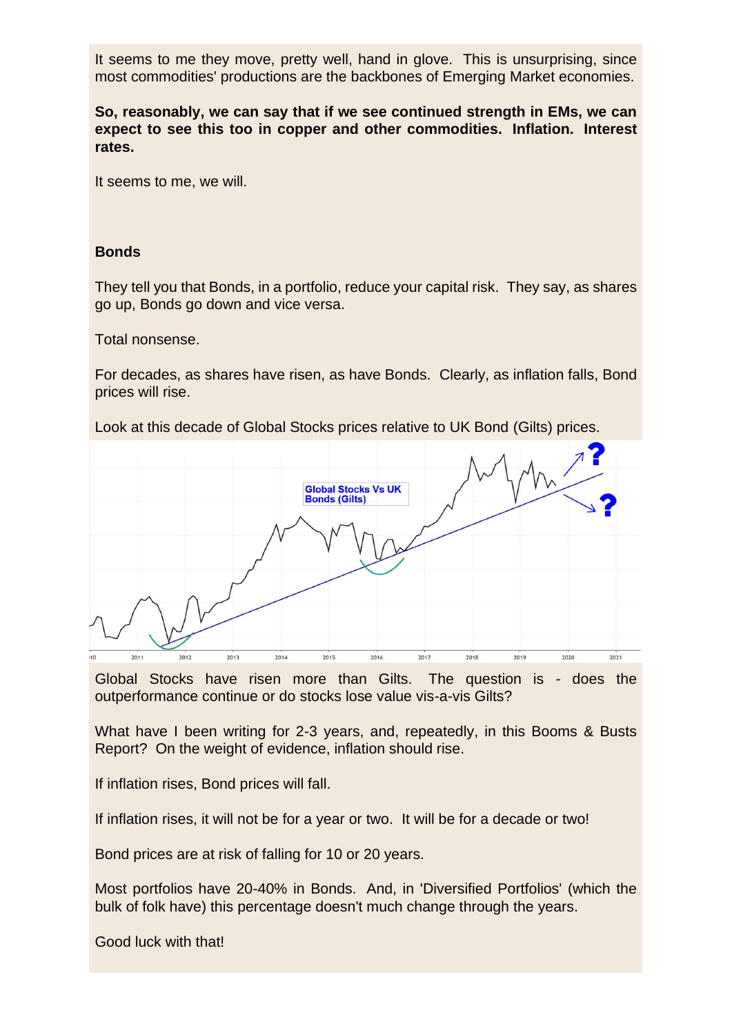It seems to me they move, pretty well, hand in glove. This is unsurprising, since most commodities' productions are the backbones of Emerging Market economies.

**So, reasonably, we can say that if we see continued strength in EMs, we can expect to see this too in copper and other commodities. Inflation. Interest rates.**

It seems to me, we will.

**Bonds**

They tell you that Bonds, in a portfolio, reduce your capital risk. They say, as shares go up, Bonds go down and vice versa.

Total nonsense.

For decades, as shares have risen, as have Bonds. Clearly, as inflation falls, Bond prices will rise.

Look at this decade of Global Stocks prices relative to UK Bond (Gilts) prices.

Global Stocks Vs UK Bonds (Gilts)

?

?

'10 2011 2012 2013 2014 2015 2016 2017 2018 2019 2020 2021

Global Stocks have risen more than Gilts. The question is - does the outperformance continue or do stocks lose value vis-a-vis Gilts?

What have I been writing for 2-3 years, and, repeatedly, in this Booms & Busts Report? On the weight of evidence, inflation should rise.

If inflation rises, Bond prices will fall.

If inflation rises, it will not be for a year or two. It will be for a decade or two!

Bond prices are at risk of falling for 10 or 20 years.

Most portfolios have 20-40% in Bonds. And, in 'Diversified Portfolios' (which the bulk of folk have) this percentage doesn't much change through the years.

Good luck with that!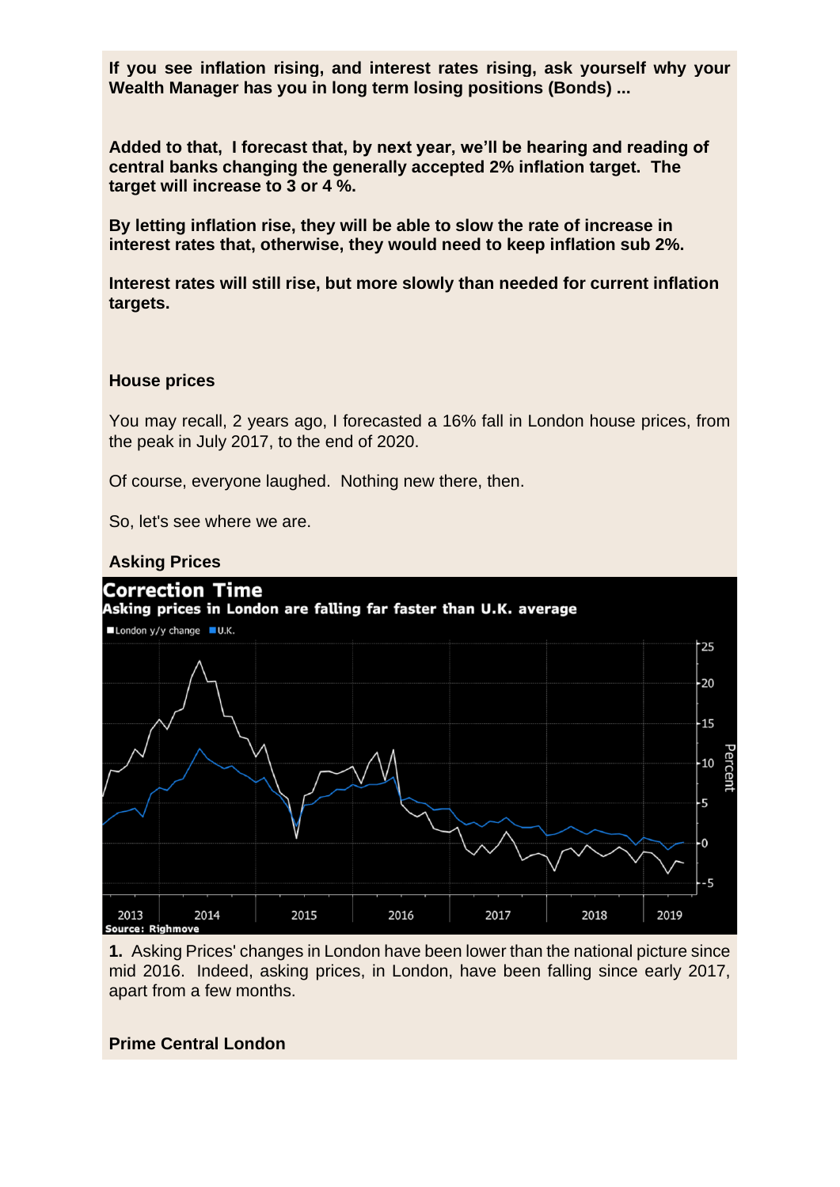**If you see inflation rising, and interest rates rising, ask yourself why your Wealth Manager has you in long term losing positions (Bonds) ...**

**Added to that, I forecast that, by next year, we'll be hearing and reading of central banks changing the generally accepted 2% inflation target. The target will increase to 3 or 4 %.**

**By letting inflation rise, they will be able to slow the rate of increase in interest rates that, otherwise, they would need to keep inflation sub 2%.**

**Interest rates will still rise, but more slowly than needed for current inflation targets.**

### House prices

You may recall, 2 years ago, I forecasted a 16% fall in London house prices, from the peak in July 2017, to the end of 2020.

Of course, everyone laughed. Nothing new there, then.

So, let's see where we are.

### Asking Prices

Correction Time
Asking prices in London are falling far faster than U.K. average
London y/y change
U.K.
25
20
15
10
5
0
-5
Percent
2013
2014
2015
2016
2017
2018
2019
Source: Righmove

**1.** Asking Prices' changes in London have been lower than the national picture since mid 2016. Indeed, asking prices, in London, have been falling since early 2017, apart from a few months.

### Prime Central London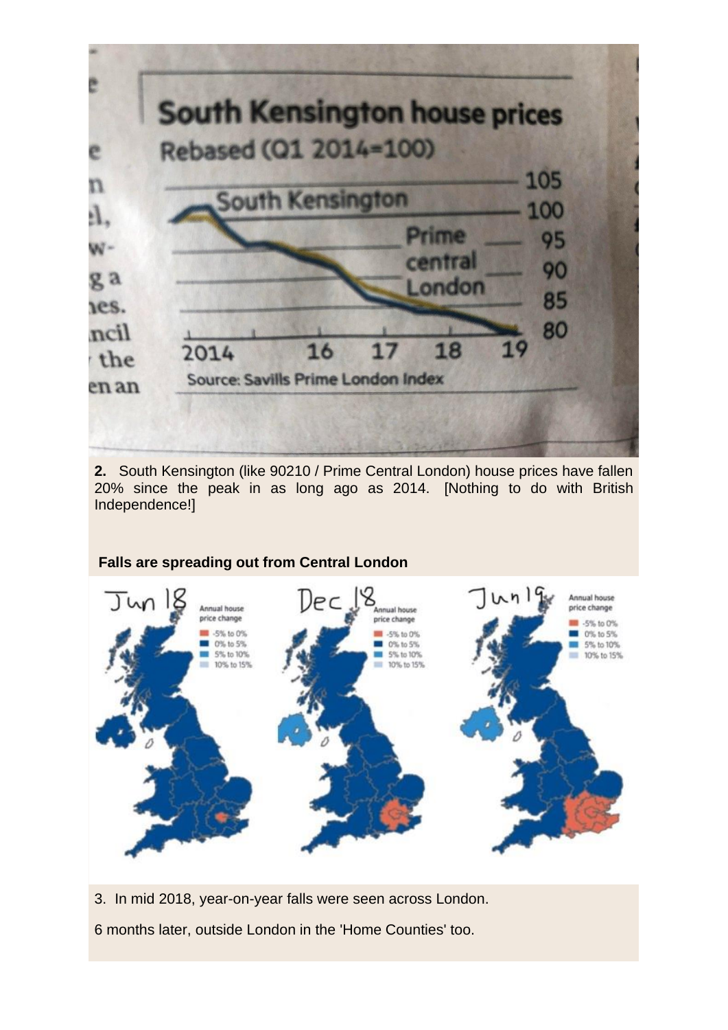South Kensington house prices

Rebased (Q1 2014=100)

South Kensington

Prime central London

105
100
95
90
85
80

2014 16 17 18 19

Source: Savills Prime London Index

**2.** South Kensington (like 90210 / Prime Central London) house prices have fallen 20% since the peak in as long ago as 2014. [Nothing to do with British Independence!]

**Falls are spreading out from Central London**

Jun 18

Annual house price change
-5% to 0%
0% to 5%
5% to 10%
10% to 15%

Dec 18

Annual house price change
-5% to 0%
0% to 5%
5% to 10%
10% to 15%

Jun 19

Annual house price change
-5% to 0%
0% to 5%
5% to 10%
10% to 15%

3. In mid 2018, year-on-year falls were seen across London.

6 months later, outside London in the 'Home Counties' too.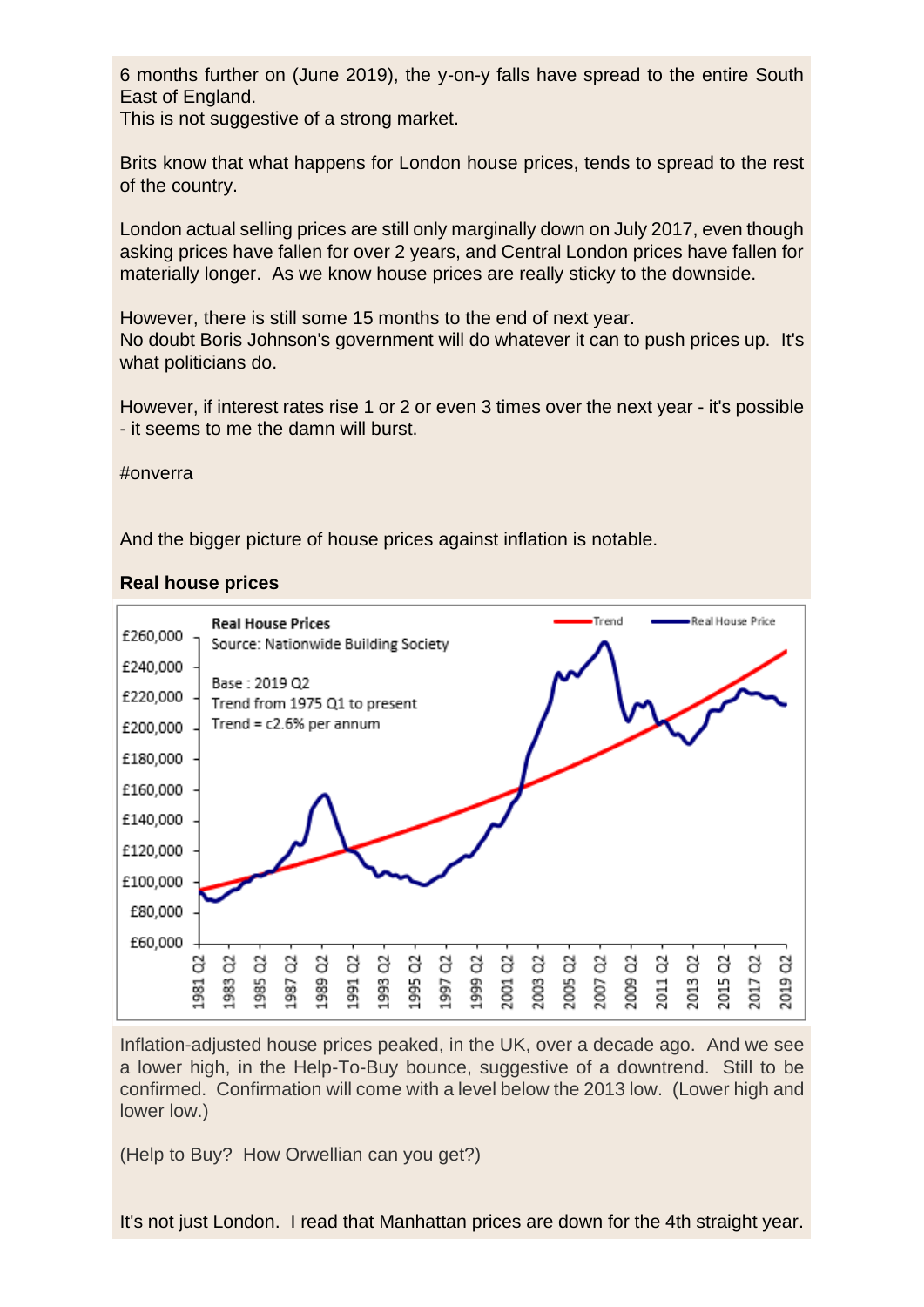6 months further on (June 2019), the y-on-y falls have spread to the entire South East of England.
This is not suggestive of a strong market.

Brits know that what happens for London house prices, tends to spread to the rest of the country.

London actual selling prices are still only marginally down on July 2017, even though asking prices have fallen for over 2 years, and Central London prices have fallen for materially longer. As we know house prices are really sticky to the downside.

However, there is still some 15 months to the end of next year.
No doubt Boris Johnson's government will do whatever it can to push prices up. It's what politicians do.

However, if interest rates rise 1 or 2 or even 3 times over the next year - it's possible - it seems to me the damn will burst.

#onverra

And the bigger picture of house prices against inflation is notable.

**Real house prices**

Real House Prices
Source: Nationwide Building Society

Base : 2019 Q2
Trend from 1975 Q1 to present
Trend = c2.6% per annum

Trend
Real House Price

£260,000
£240,000
£220,000
£200,000
£180,000
£160,000
£140,000
£120,000
£100,000
£80,000
£60,000

1981 Q2
1983 Q2
1985 Q2
1987 Q2
1989 Q2
1991 Q2
1993 Q2
1995 Q2
1997 Q2
1999 Q2
2001 Q2
2003 Q2
2005 Q2
2007 Q2
2009 Q2
2011 Q2
2013 Q2
2015 Q2
2017 Q2
2019 Q2

Inflation-adjusted house prices peaked, in the UK, over a decade ago. And we see a lower high, in the Help-To-Buy bounce, suggestive of a downtrend. Still to be confirmed. Confirmation will come with a level below the 2013 low. (Lower high and lower low.)

(Help to Buy? How Orwellian can you get?)

It's not just London. I read that Manhattan prices are down for the 4th straight year.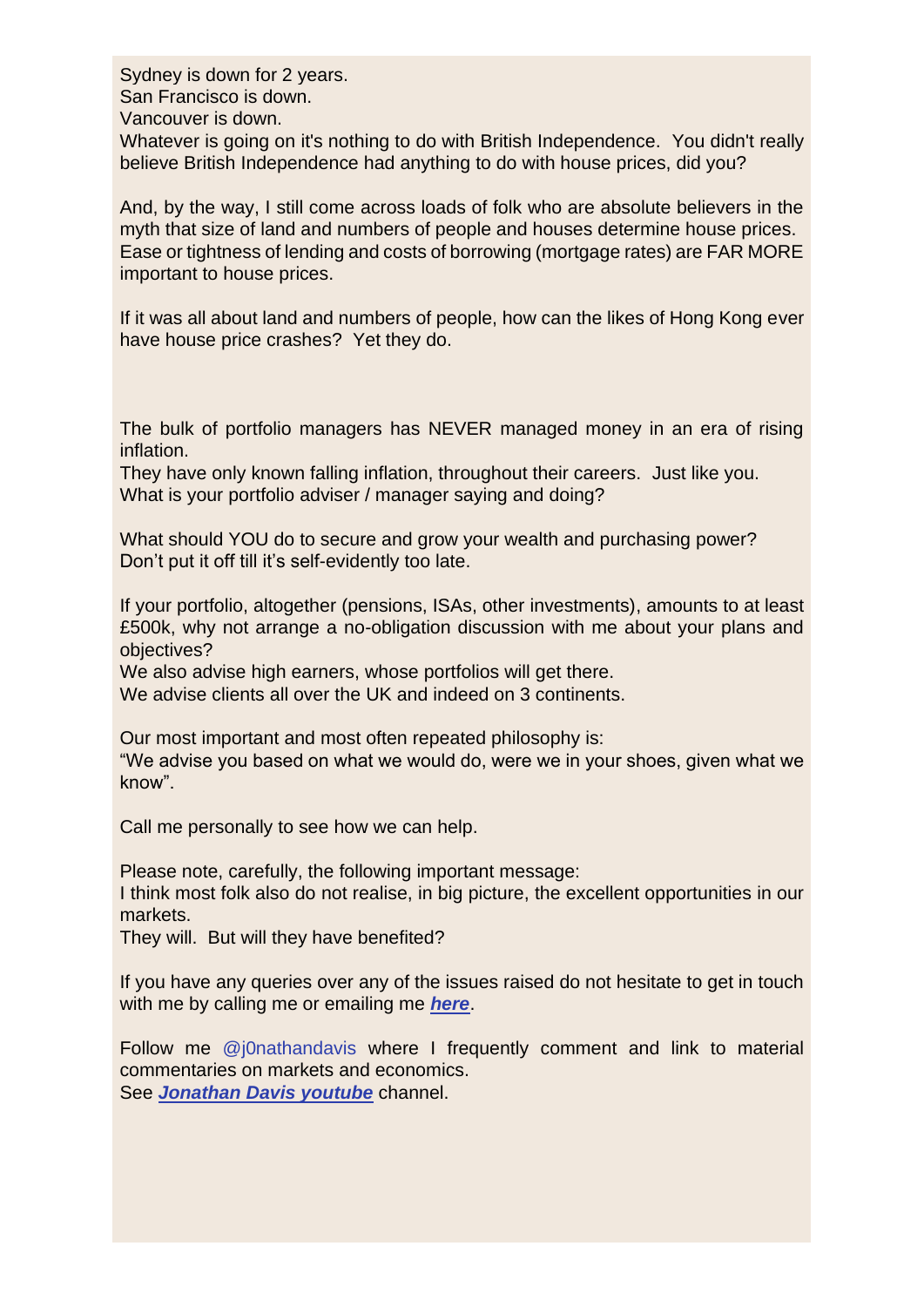Sydney is down for 2 years.
San Francisco is down.
Vancouver is down.
Whatever is going on it's nothing to do with British Independence. You didn't really believe British Independence had anything to do with house prices, did you?

And, by the way, I still come across loads of folk who are absolute believers in the myth that size of land and numbers of people and houses determine house prices. Ease or tightness of lending and costs of borrowing (mortgage rates) are FAR MORE important to house prices.

If it was all about land and numbers of people, how can the likes of Hong Kong ever have house price crashes? Yet they do.

The bulk of portfolio managers has NEVER managed money in an era of rising inflation.
They have only known falling inflation, throughout their careers. Just like you.
What is your portfolio adviser / manager saying and doing?

What should YOU do to secure and grow your wealth and purchasing power?
Don't put it off till it's self-evidently too late.

If your portfolio, altogether (pensions, ISAs, other investments), amounts to at least £500k, why not arrange a no-obligation discussion with me about your plans and objectives?
We also advise high earners, whose portfolios will get there.
We advise clients all over the UK and indeed on 3 continents.

Our most important and most often repeated philosophy is:
"We advise you based on what we would do, were we in your shoes, given what we know".

Call me personally to see how we can help.

Please note, carefully, the following important message:
I think most folk also do not realise, in big picture, the excellent opportunities in our markets.
They will. But will they have benefited?

If you have any queries over any of the issues raised do not hesitate to get in touch with me by calling me or emailing me ***here***.

Follow me @j0nathandavis where I frequently comment and link to material commentaries on markets and economics.
See ***Jonathan Davis youtube*** channel.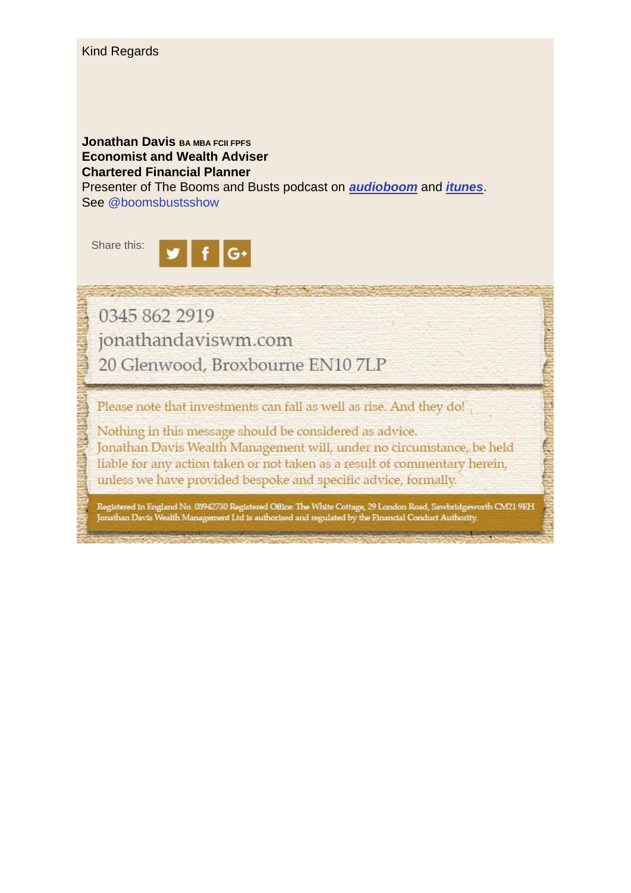Kind Regards

**Jonathan Davis** **BA MBA FCII FPFS**
**Economist and Wealth Adviser**
**Chartered Financial Planner**
Presenter of The Booms and Busts podcast on ***audioboom*** and ***itunes***.
See @boomsbustsshow

Share this:

0345 862 2919
jonathandaviswm.com
20 Glenwood, Broxbourne EN10 7LP

Please note that investments can fall as well as rise. And they do!

Nothing in this message should be considered as advice.
Jonathan Davis Wealth Management will, under no circumstance, be held liable for any action taken or not taken as a result of commentary herein, unless we have provided bespoke and specific advice, formally.

Registered in England No. 05942730 Registered Office: The White Cottage, 29 London Road, Sawbridgeworth CM21 9EH
Jonathan Davis Wealth Management Ltd is authorised and regulated by the Financial Conduct Authority.